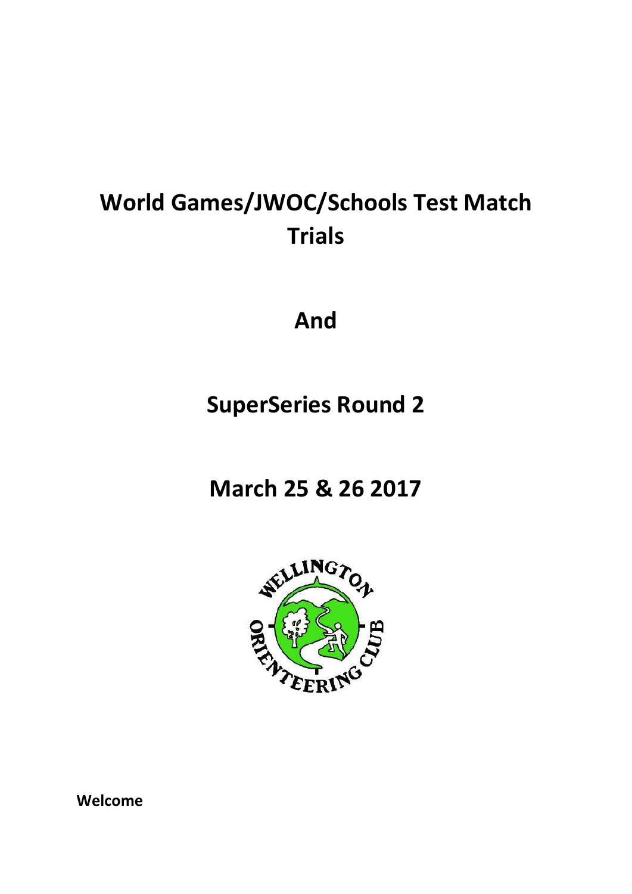# World Games/JWOC/Schools Test Match Trials

# And

# SuperSeries Round 2

# March 25 & 26 2017

**Welcome**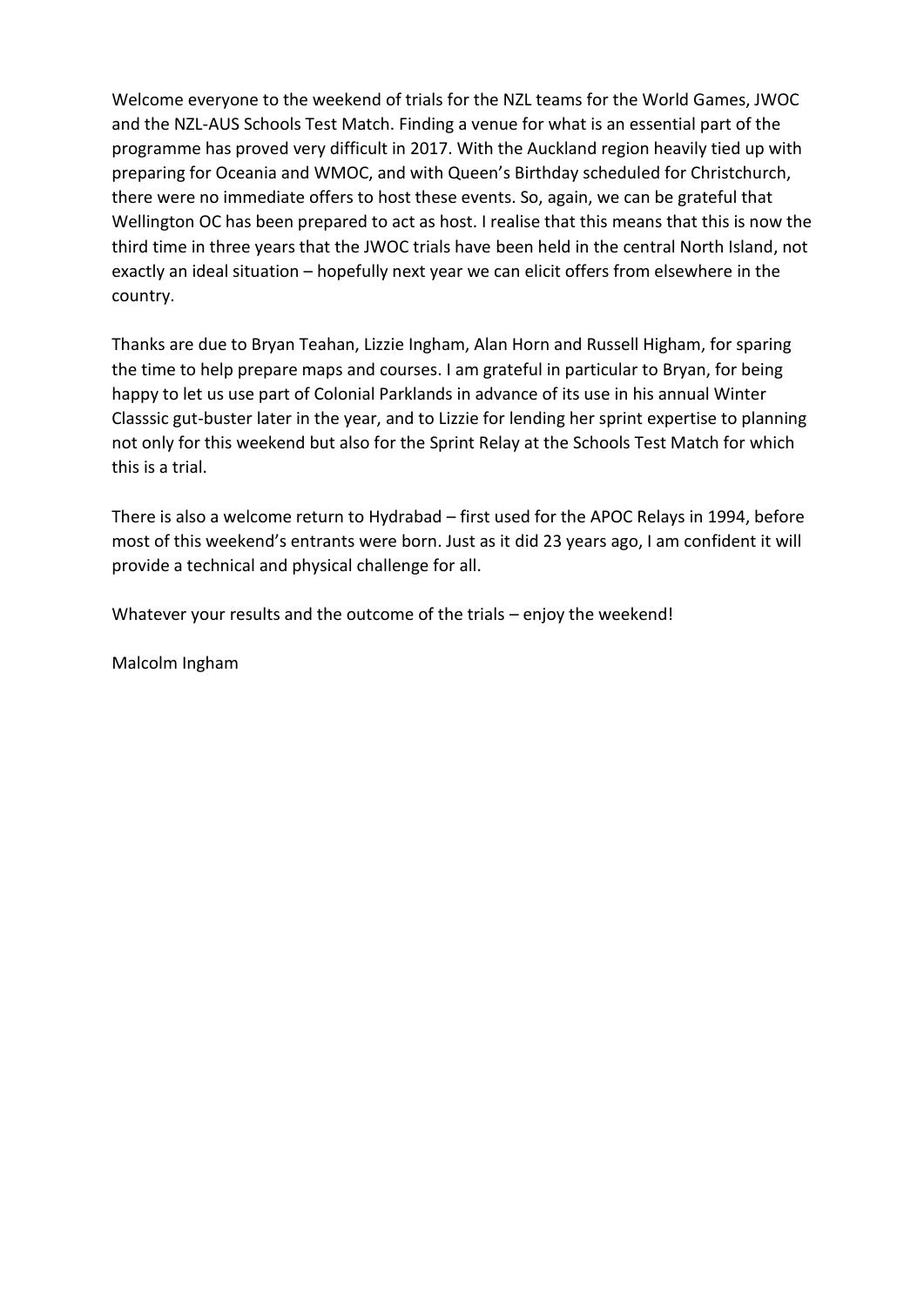Welcome everyone to the weekend of trials for the NZL teams for the World Games, JWOC and the NZL-AUS Schools Test Match. Finding a venue for what is an essential part of the programme has proved very difficult in 2017. With the Auckland region heavily tied up with preparing for Oceania and WMOC, and with Queen's Birthday scheduled for Christchurch, there were no immediate offers to host these events. So, again, we can be grateful that Wellington OC has been prepared to act as host. I realise that this means that this is now the third time in three years that the JWOC trials have been held in the central North Island, not exactly an ideal situation – hopefully next year we can elicit offers from elsewhere in the country.

Thanks are due to Bryan Teahan, Lizzie Ingham, Alan Horn and Russell Higham, for sparing the time to help prepare maps and courses. I am grateful in particular to Bryan, for being happy to let us use part of Colonial Parklands in advance of its use in his annual Winter Classsic gut-buster later in the year, and to Lizzie for lending her sprint expertise to planning not only for this weekend but also for the Sprint Relay at the Schools Test Match for which this is a trial.

There is also a welcome return to Hydrabad – first used for the APOC Relays in 1994, before most of this weekend's entrants were born. Just as it did 23 years ago, I am confident it will provide a technical and physical challenge for all.

Whatever your results and the outcome of the trials – enjoy the weekend!

Malcolm Ingham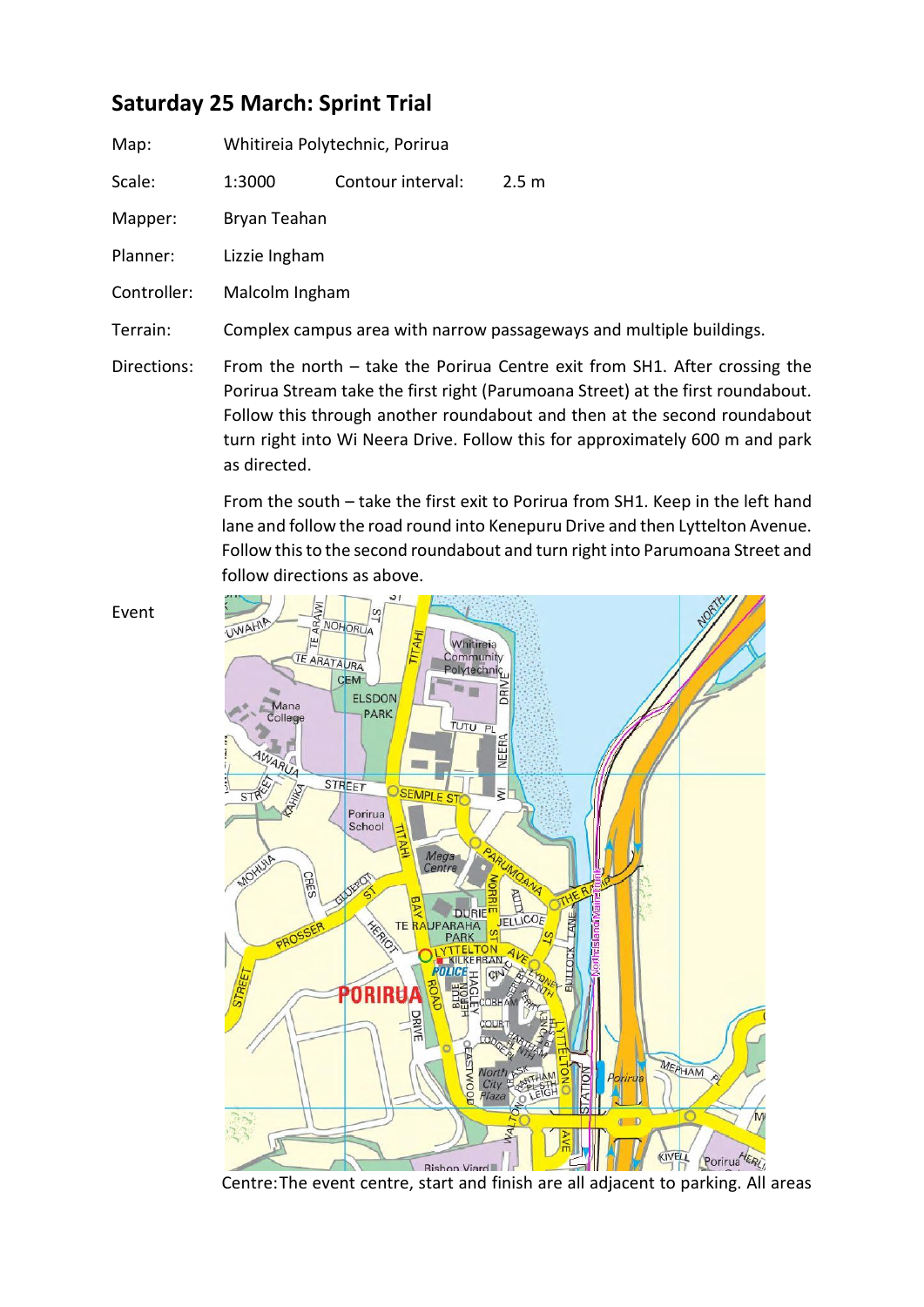## Saturday 25 March: Sprint Trial

Map: Whitireia Polytechnic, Porirua

Scale: 1:3000 Contour interval: 2.5 m

Mapper: Bryan Teahan

Planner: Lizzie Ingham

Controller: Malcolm Ingham

Terrain: Complex campus area with narrow passageways and multiple buildings.

Directions: From the north – take the Porirua Centre exit from SH1. After crossing the Porirua Stream take the first right (Parumoana Street) at the first roundabout. Follow this through another roundabout and then at the second roundabout turn right into Wi Neera Drive. Follow this for approximately 600 m and park as directed.

From the south – take the first exit to Porirua from SH1. Keep in the left hand lane and follow the road round into Kenepuru Drive and then Lyttelton Avenue. Follow this to the second roundabout and turn right into Parumoana Street and follow directions as above.

Event Centre: The event centre, start and finish are all adjacent to parking. All areas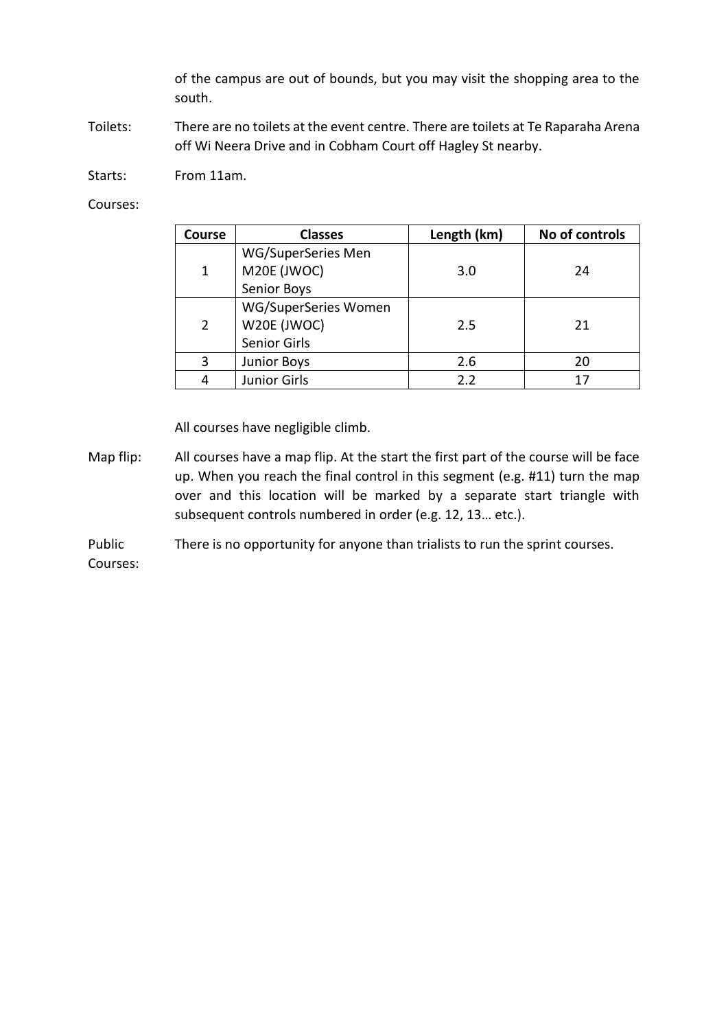of the campus are out of bounds, but you may visit the shopping area to the south.

Toilets: There are no toilets at the event centre. There are toilets at Te Raparaha Arena off Wi Neera Drive and in Cobham Court off Hagley St nearby.

Starts: From 11am.

Courses:

| Course | Classes | Length (km) | No of controls |
|---|---|---|---|
| 1 | WG/SuperSeries Men<br>M20E (JWOC)<br>Senior Boys | 3.0 | 24 |
| 2 | WG/SuperSeries Women<br>W20E (JWOC)<br>Senior Girls | 2.5 | 21 |
| 3 | Junior Boys | 2.6 | 20 |
| 4 | Junior Girls | 2.2 | 17 |

All courses have negligible climb.

Map flip: All courses have a map flip. At the start the first part of the course will be face up. When you reach the final control in this segment (e.g. #11) turn the map over and this location will be marked by a separate start triangle with subsequent controls numbered in order (e.g. 12, 13… etc.).

Public Courses: There is no opportunity for anyone than trialists to run the sprint courses.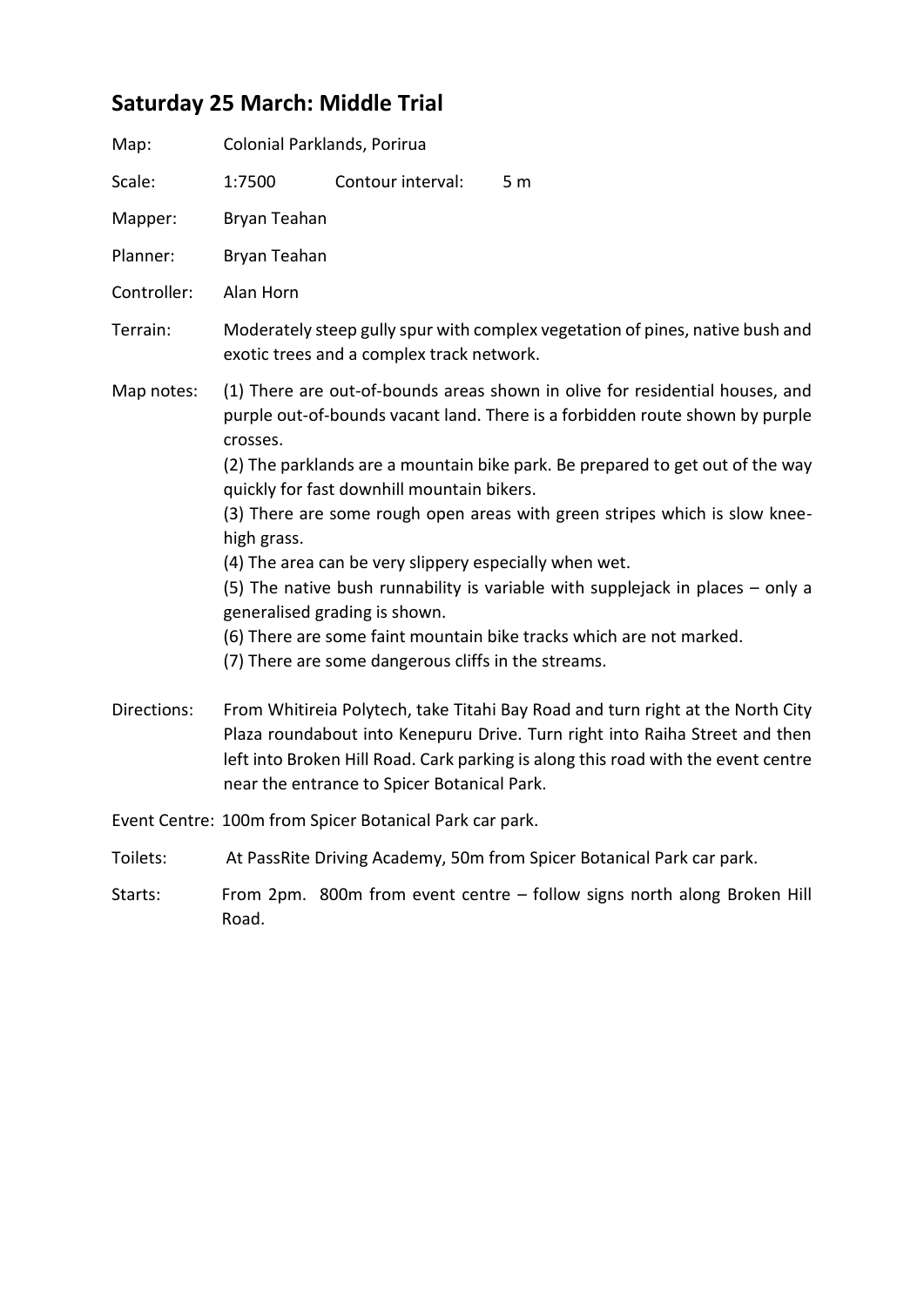## Saturday 25 March: Middle Trial

Map: Colonial Parklands, Porirua

Scale: 1:7500 Contour interval: 5 m

Mapper: Bryan Teahan

Planner: Bryan Teahan

Controller: Alan Horn

Terrain: Moderately steep gully spur with complex vegetation of pines, native bush and exotic trees and a complex track network.

Map notes: (1) There are out-of-bounds areas shown in olive for residential houses, and purple out-of-bounds vacant land. There is a forbidden route shown by purple crosses.
(2) The parklands are a mountain bike park. Be prepared to get out of the way quickly for fast downhill mountain bikers.
(3) There are some rough open areas with green stripes which is slow knee-high grass.
(4) The area can be very slippery especially when wet.
(5) The native bush runnability is variable with supplejack in places – only a generalised grading is shown.
(6) There are some faint mountain bike tracks which are not marked.
(7) There are some dangerous cliffs in the streams.

Directions: From Whitireia Polytech, take Titahi Bay Road and turn right at the North City Plaza roundabout into Kenepuru Drive. Turn right into Raiha Street and then left into Broken Hill Road. Cark parking is along this road with the event centre near the entrance to Spicer Botanical Park.

Event Centre: 100m from Spicer Botanical Park car park.

Toilets: At PassRite Driving Academy, 50m from Spicer Botanical Park car park.

Starts: From 2pm. 800m from event centre – follow signs north along Broken Hill Road.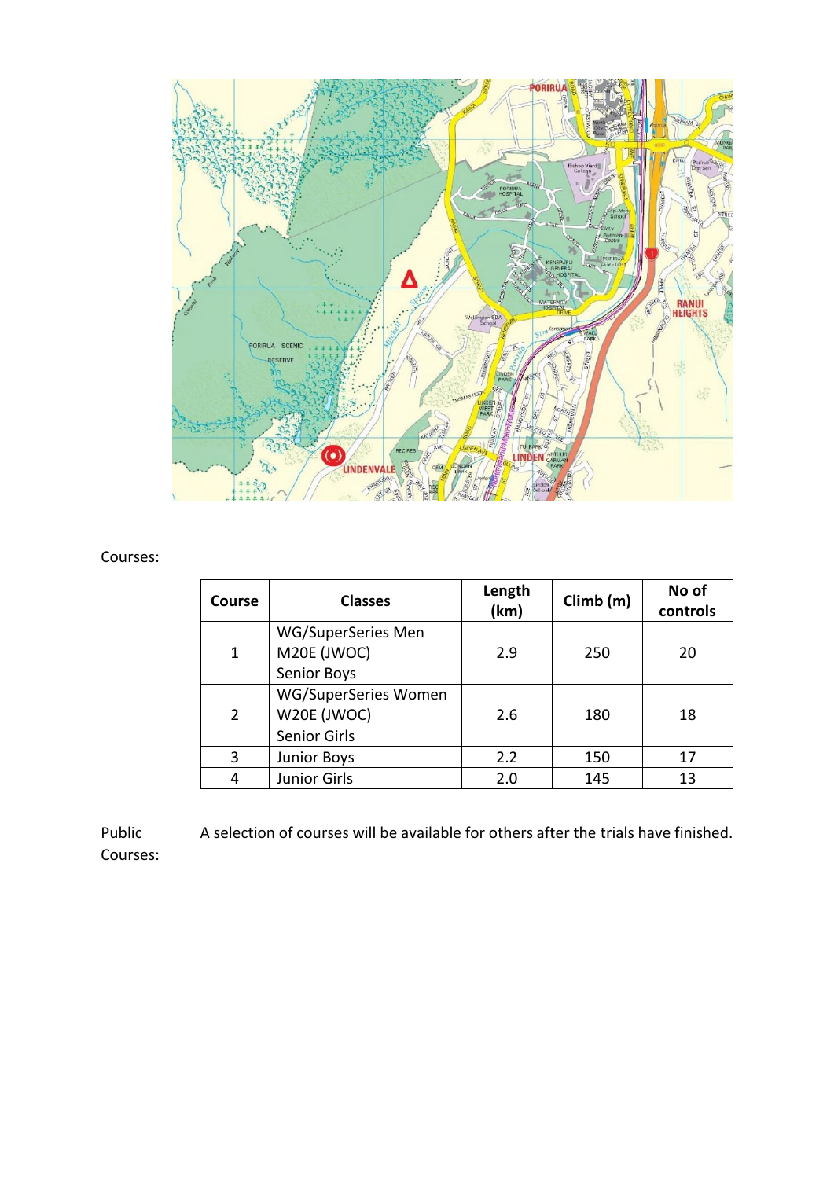Courses:

| Course | Classes | Length (km) | Climb (m) | No of controls |
|---|---|---|---|---|
| 1 | WG/SuperSeries Men<br>M20E (JWOC)<br>Senior Boys | 2.9 | 250 | 20 |
| 2 | WG/SuperSeries Women<br>W20E (JWOC)<br>Senior Girls | 2.6 | 180 | 18 |
| 3 | Junior Boys | 2.2 | 150 | 17 |
| 4 | Junior Girls | 2.0 | 145 | 13 |

Public Courses: A selection of courses will be available for others after the trials have finished.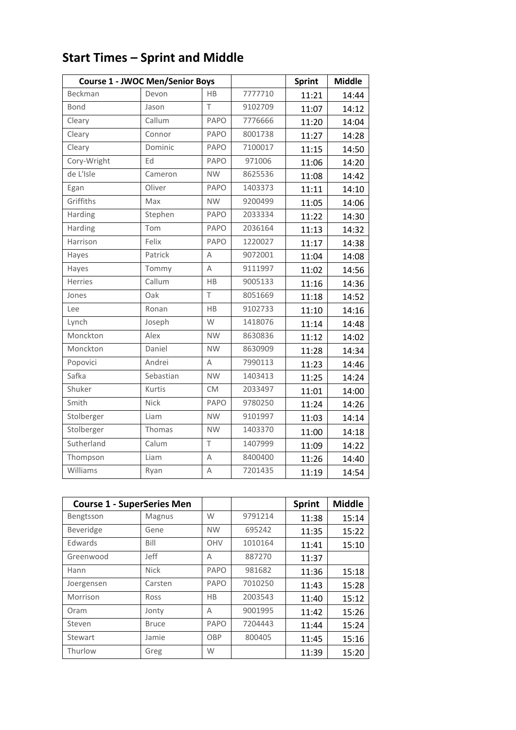# Start Times – Sprint and Middle

| Course 1 - JWOC Men/Senior Boys | | | | Sprint | Middle |
|---|---|---|---|---|---|
| Beckman | Devon | HB | 7777710 | 11:21 | 14:44 |
| Bond | Jason | T | 9102709 | 11:07 | 14:12 |
| Cleary | Callum | PAPO | 7776666 | 11:20 | 14:04 |
| Cleary | Connor | PAPO | 8001738 | 11:27 | 14:28 |
| Cleary | Dominic | PAPO | 7100017 | 11:15 | 14:50 |
| Cory-Wright | Ed | PAPO | 971006 | 11:06 | 14:20 |
| de L'Isle | Cameron | NW | 8625536 | 11:08 | 14:42 |
| Egan | Oliver | PAPO | 1403373 | 11:11 | 14:10 |
| Griffiths | Max | NW | 9200499 | 11:05 | 14:06 |
| Harding | Stephen | PAPO | 2033334 | 11:22 | 14:30 |
| Harding | Tom | PAPO | 2036164 | 11:13 | 14:32 |
| Harrison | Felix | PAPO | 1220027 | 11:17 | 14:38 |
| Hayes | Patrick | A | 9072001 | 11:04 | 14:08 |
| Hayes | Tommy | A | 9111997 | 11:02 | 14:56 |
| Herries | Callum | HB | 9005133 | 11:16 | 14:36 |
| Jones | Oak | T | 8051669 | 11:18 | 14:52 |
| Lee | Ronan | HB | 9102733 | 11:10 | 14:16 |
| Lynch | Joseph | W | 1418076 | 11:14 | 14:48 |
| Monckton | Alex | NW | 8630836 | 11:12 | 14:02 |
| Monckton | Daniel | NW | 8630909 | 11:28 | 14:34 |
| Popovici | Andrei | A | 7990113 | 11:23 | 14:46 |
| Safka | Sebastian | NW | 1403413 | 11:25 | 14:24 |
| Shuker | Kurtis | CM | 2033497 | 11:01 | 14:00 |
| Smith | Nick | PAPO | 9780250 | 11:24 | 14:26 |
| Stolberger | Liam | NW | 9101997 | 11:03 | 14:14 |
| Stolberger | Thomas | NW | 1403370 | 11:00 | 14:18 |
| Sutherland | Calum | T | 1407999 | 11:09 | 14:22 |
| Thompson | Liam | A | 8400400 | 11:26 | 14:40 |
| Williams | Ryan | A | 7201435 | 11:19 | 14:54 |

| Course 1 - SuperSeries Men | | | | Sprint | Middle |
|---|---|---|---|---|---|
| Bengtsson | Magnus | W | 9791214 | 11:38 | 15:14 |
| Beveridge | Gene | NW | 695242 | 11:35 | 15:22 |
| Edwards | Bill | OHV | 1010164 | 11:41 | 15:10 |
| Greenwood | Jeff | A | 887270 | 11:37 | |
| Hann | Nick | PAPO | 981682 | 11:36 | 15:18 |
| Joergensen | Carsten | PAPO | 7010250 | 11:43 | 15:28 |
| Morrison | Ross | HB | 2003543 | 11:40 | 15:12 |
| Oram | Jonty | A | 9001995 | 11:42 | 15:26 |
| Steven | Bruce | PAPO | 7204443 | 11:44 | 15:24 |
| Stewart | Jamie | OBP | 800405 | 11:45 | 15:16 |
| Thurlow | Greg | W | | 11:39 | 15:20 |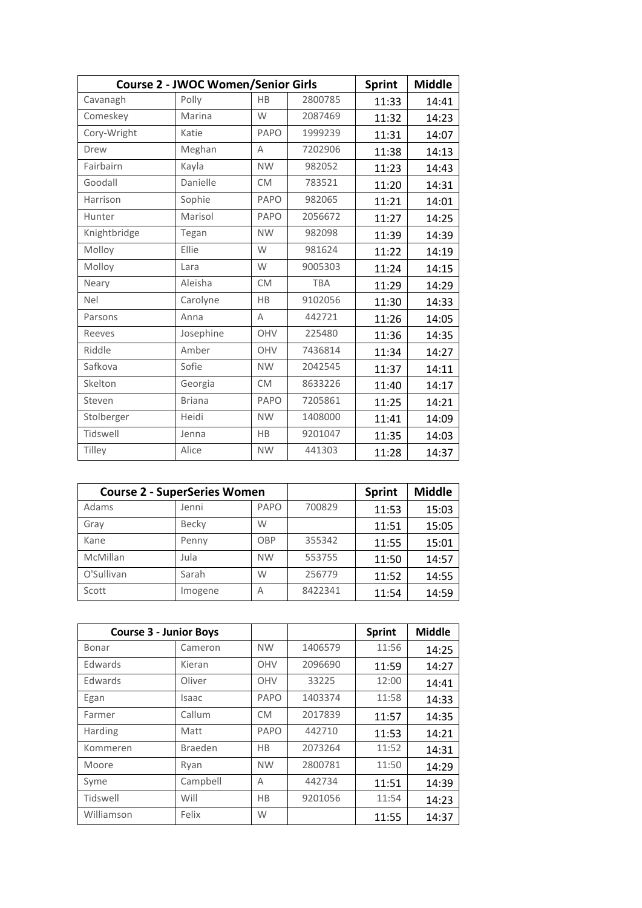| Course 2 - JWOC Women/Senior Girls | | | | Sprint | Middle |
|---|---|---|---|---|---|
| Cavanagh | Polly | HB | 2800785 | 11:33 | 14:41 |
| Comeskey | Marina | W | 2087469 | 11:32 | 14:23 |
| Cory-Wright | Katie | PAPO | 1999239 | 11:31 | 14:07 |
| Drew | Meghan | A | 7202906 | 11:38 | 14:13 |
| Fairbairn | Kayla | NW | 982052 | 11:23 | 14:43 |
| Goodall | Danielle | CM | 783521 | 11:20 | 14:31 |
| Harrison | Sophie | PAPO | 982065 | 11:21 | 14:01 |
| Hunter | Marisol | PAPO | 2056672 | 11:27 | 14:25 |
| Knightbridge | Tegan | NW | 982098 | 11:39 | 14:39 |
| Molloy | Ellie | W | 981624 | 11:22 | 14:19 |
| Molloy | Lara | W | 9005303 | 11:24 | 14:15 |
| Neary | Aleisha | CM | TBA | 11:29 | 14:29 |
| Nel | Carolyne | HB | 9102056 | 11:30 | 14:33 |
| Parsons | Anna | A | 442721 | 11:26 | 14:05 |
| Reeves | Josephine | OHV | 225480 | 11:36 | 14:35 |
| Riddle | Amber | OHV | 7436814 | 11:34 | 14:27 |
| Safkova | Sofie | NW | 2042545 | 11:37 | 14:11 |
| Skelton | Georgia | CM | 8633226 | 11:40 | 14:17 |
| Steven | Briana | PAPO | 7205861 | 11:25 | 14:21 |
| Stolberger | Heidi | NW | 1408000 | 11:41 | 14:09 |
| Tidswell | Jenna | HB | 9201047 | 11:35 | 14:03 |
| Tilley | Alice | NW | 441303 | 11:28 | 14:37 |

| Course 2 - SuperSeries Women | | | | Sprint | Middle |
|---|---|---|---|---|---|
| Adams | Jenni | PAPO | 700829 | 11:53 | 15:03 |
| Gray | Becky | W | | 11:51 | 15:05 |
| Kane | Penny | OBP | 355342 | 11:55 | 15:01 |
| McMillan | Jula | NW | 553755 | 11:50 | 14:57 |
| O'Sullivan | Sarah | W | 256779 | 11:52 | 14:55 |
| Scott | Imogene | A | 8422341 | 11:54 | 14:59 |

| Course 3 - Junior Boys | | | | Sprint | Middle |
|---|---|---|---|---|---|
| Bonar | Cameron | NW | 1406579 | 11:56 | 14:25 |
| Edwards | Kieran | OHV | 2096690 | 11:59 | 14:27 |
| Edwards | Oliver | OHV | 33225 | 12:00 | 14:41 |
| Egan | Isaac | PAPO | 1403374 | 11:58 | 14:33 |
| Farmer | Callum | CM | 2017839 | 11:57 | 14:35 |
| Harding | Matt | PAPO | 442710 | 11:53 | 14:21 |
| Kommeren | Braeden | HB | 2073264 | 11:52 | 14:31 |
| Moore | Ryan | NW | 2800781 | 11:50 | 14:29 |
| Syme | Campbell | A | 442734 | 11:51 | 14:39 |
| Tidswell | Will | HB | 9201056 | 11:54 | 14:23 |
| Williamson | Felix | W | | 11:55 | 14:37 |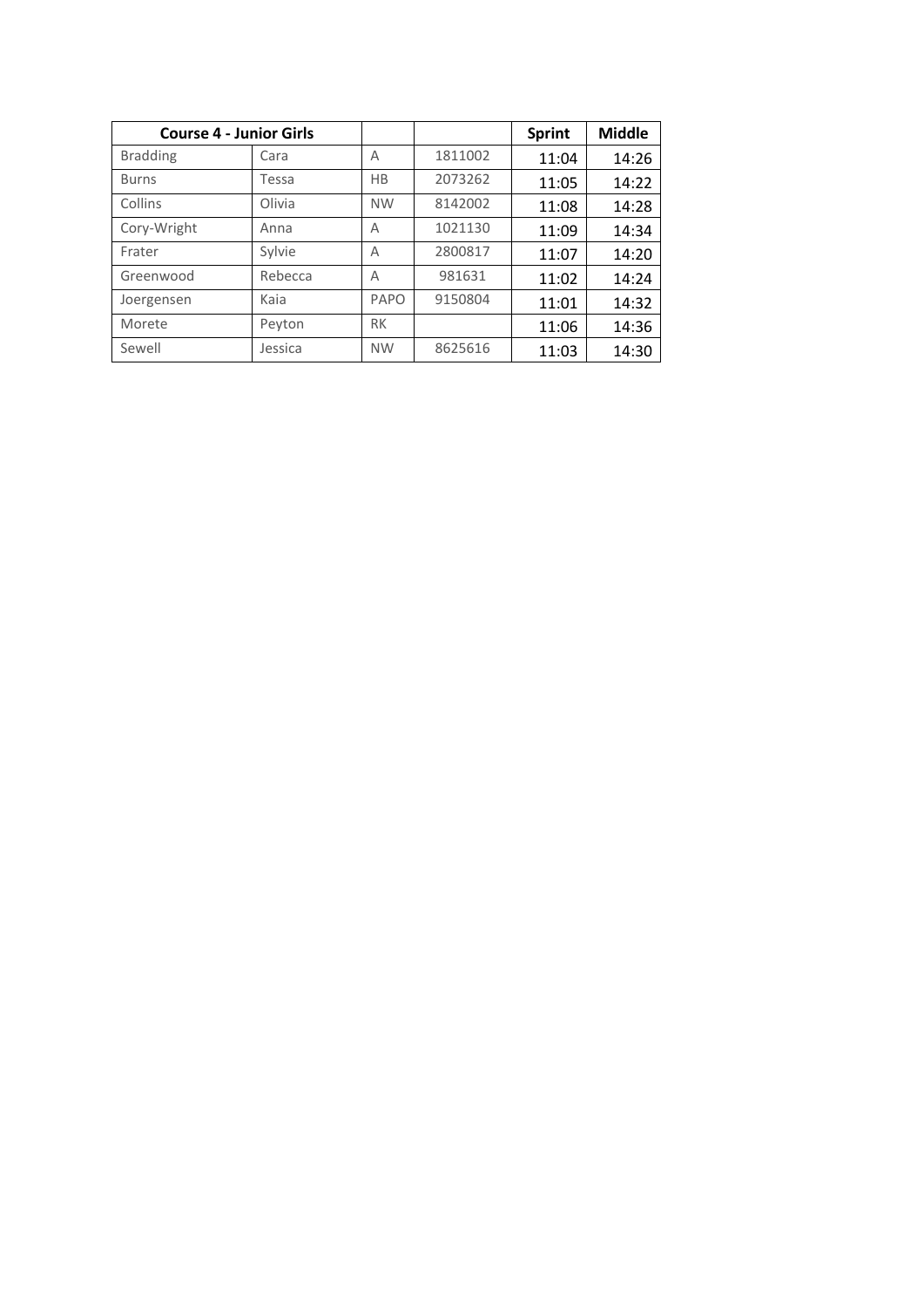| Course 4 - Junior Girls | | | | Sprint | Middle |
|---|---|---|---|---|---|
| Bradding | Cara | A | 1811002 | 11:04 | 14:26 |
| Burns | Tessa | HB | 2073262 | 11:05 | 14:22 |
| Collins | Olivia | NW | 8142002 | 11:08 | 14:28 |
| Cory-Wright | Anna | A | 1021130 | 11:09 | 14:34 |
| Frater | Sylvie | A | 2800817 | 11:07 | 14:20 |
| Greenwood | Rebecca | A | 981631 | 11:02 | 14:24 |
| Joergensen | Kaia | PAPO | 9150804 | 11:01 | 14:32 |
| Morete | Peyton | RK | | 11:06 | 14:36 |
| Sewell | Jessica | NW | 8625616 | 11:03 | 14:30 |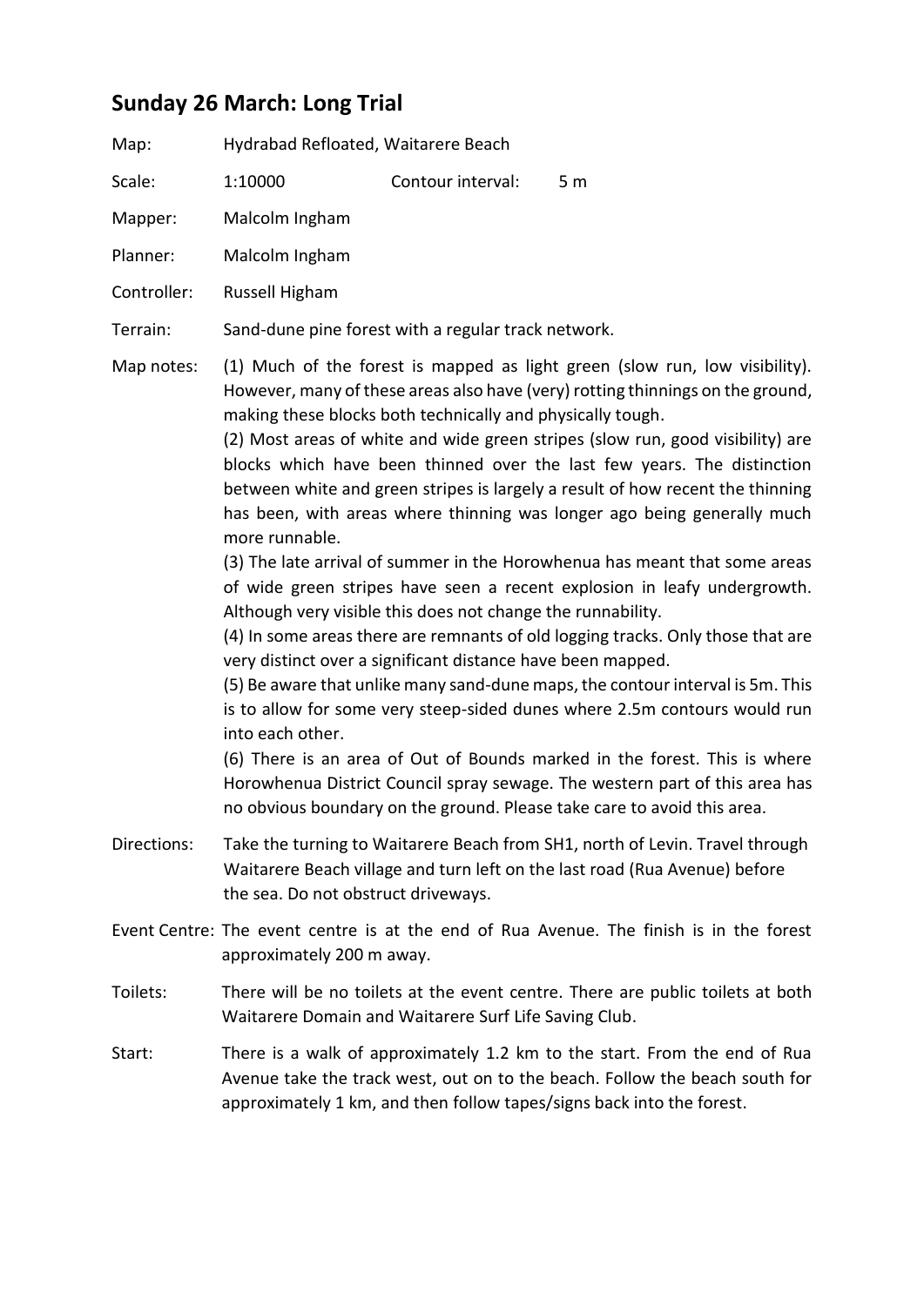## Sunday 26 March: Long Trial

| | | | |
|---|---|---|---|
| Map: | Hydrabad Refloated, Waitarere Beach | | |
| Scale: | 1:10000 | Contour interval: | 5 m |
| Mapper: | Malcolm Ingham | | |
| Planner: | Malcolm Ingham | | |
| Controller: | Russell Higham | | |

Terrain: Sand-dune pine forest with a regular track network.

Map notes: (1) Much of the forest is mapped as light green (slow run, low visibility). However, many of these areas also have (very) rotting thinnings on the ground, making these blocks both technically and physically tough.

(2) Most areas of white and wide green stripes (slow run, good visibility) are blocks which have been thinned over the last few years. The distinction between white and green stripes is largely a result of how recent the thinning has been, with areas where thinning was longer ago being generally much more runnable.

(3) The late arrival of summer in the Horowhenua has meant that some areas of wide green stripes have seen a recent explosion in leafy undergrowth. Although very visible this does not change the runnability.

(4) In some areas there are remnants of old logging tracks. Only those that are very distinct over a significant distance have been mapped.

(5) Be aware that unlike many sand-dune maps, the contour interval is 5m. This is to allow for some very steep-sided dunes where 2.5m contours would run into each other.

(6) There is an area of Out of Bounds marked in the forest. This is where Horowhenua District Council spray sewage. The western part of this area has no obvious boundary on the ground. Please take care to avoid this area.

Directions: Take the turning to Waitarere Beach from SH1, north of Levin. Travel through Waitarere Beach village and turn left on the last road (Rua Avenue) before the sea. Do not obstruct driveways.

Event Centre: The event centre is at the end of Rua Avenue. The finish is in the forest approximately 200 m away.

Toilets: There will be no toilets at the event centre. There are public toilets at both Waitarere Domain and Waitarere Surf Life Saving Club.

Start: There is a walk of approximately 1.2 km to the start. From the end of Rua Avenue take the track west, out on to the beach. Follow the beach south for approximately 1 km, and then follow tapes/signs back into the forest.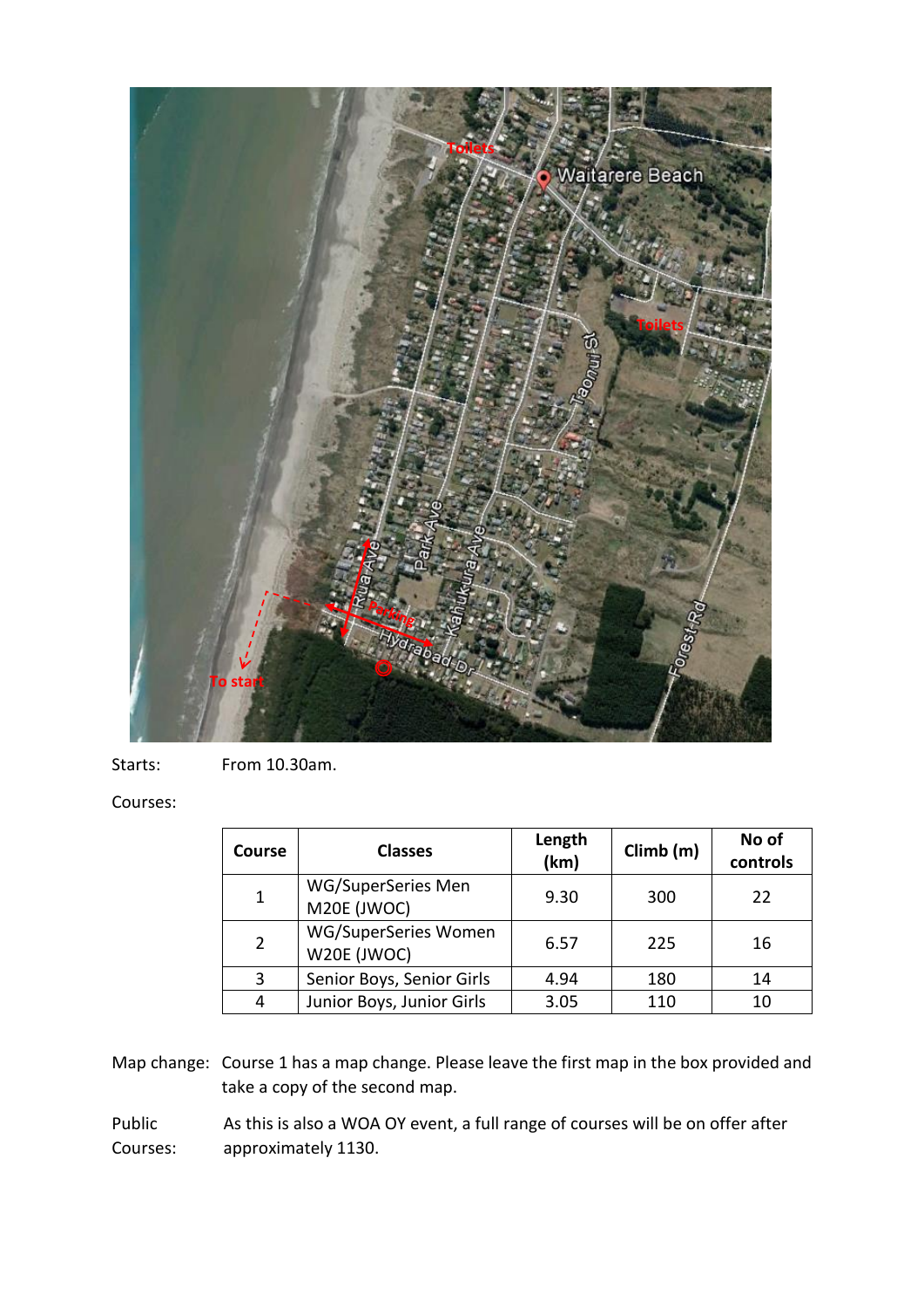Starts: From 10.30am.

Courses:

| Course | Classes | Length (km) | Climb (m) | No of controls |
|---|---|---|---|---|
| 1 | WG/SuperSeries Men M20E (JWOC) | 9.30 | 300 | 22 |
| 2 | WG/SuperSeries Women W20E (JWOC) | 6.57 | 225 | 16 |
| 3 | Senior Boys, Senior Girls | 4.94 | 180 | 14 |
| 4 | Junior Boys, Junior Girls | 3.05 | 110 | 10 |

Map change: Course 1 has a map change. Please leave the first map in the box provided and take a copy of the second map.

Public Courses: As this is also a WOA OY event, a full range of courses will be on offer after approximately 1130.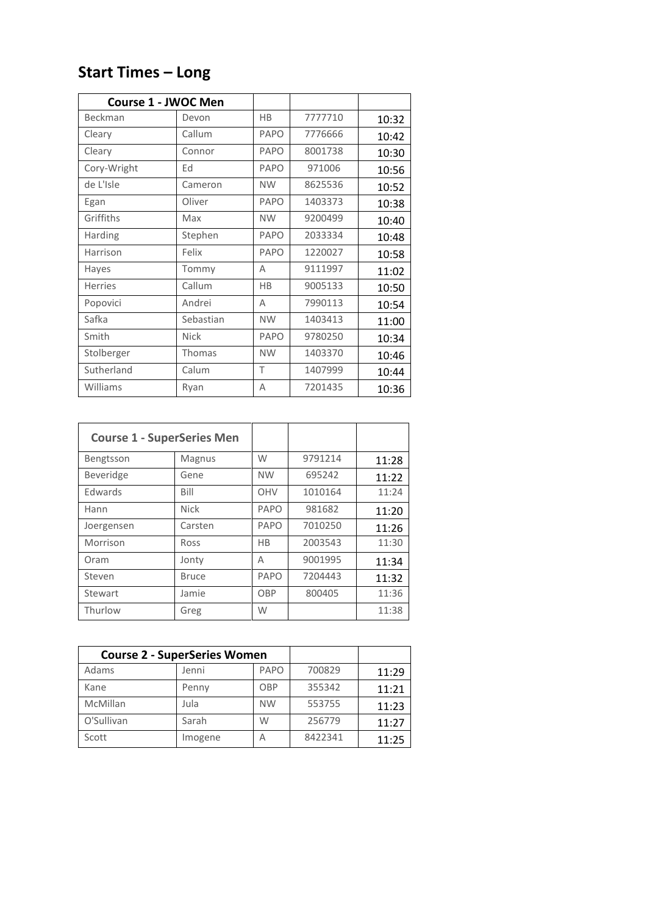## Start Times – Long

| Course 1 - JWOC Men | | | | |
|---|---|---|---|---|
| Beckman | Devon | HB | 7777710 | 10:32 |
| Cleary | Callum | PAPO | 7776666 | 10:42 |
| Cleary | Connor | PAPO | 8001738 | 10:30 |
| Cory-Wright | Ed | PAPO | 971006 | 10:56 |
| de L'Isle | Cameron | NW | 8625536 | 10:52 |
| Egan | Oliver | PAPO | 1403373 | 10:38 |
| Griffiths | Max | NW | 9200499 | 10:40 |
| Harding | Stephen | PAPO | 2033334 | 10:48 |
| Harrison | Felix | PAPO | 1220027 | 10:58 |
| Hayes | Tommy | A | 9111997 | 11:02 |
| Herries | Callum | HB | 9005133 | 10:50 |
| Popovici | Andrei | A | 7990113 | 10:54 |
| Safka | Sebastian | NW | 1403413 | 11:00 |
| Smith | Nick | PAPO | 9780250 | 10:34 |
| Stolberger | Thomas | NW | 1403370 | 10:46 |
| Sutherland | Calum | T | 1407999 | 10:44 |
| Williams | Ryan | A | 7201435 | 10:36 |

| Course 1 - SuperSeries Men | | | | |
|---|---|---|---|---|
| Bengtsson | Magnus | W | 9791214 | 11:28 |
| Beveridge | Gene | NW | 695242 | 11:22 |
| Edwards | Bill | OHV | 1010164 | 11:24 |
| Hann | Nick | PAPO | 981682 | 11:20 |
| Joergensen | Carsten | PAPO | 7010250 | 11:26 |
| Morrison | Ross | HB | 2003543 | 11:30 |
| Oram | Jonty | A | 9001995 | 11:34 |
| Steven | Bruce | PAPO | 7204443 | 11:32 |
| Stewart | Jamie | OBP | 800405 | 11:36 |
| Thurlow | Greg | W | | 11:38 |

| Course 2 - SuperSeries Women | | | | |
|---|---|---|---|---|
| Adams | Jenni | PAPO | 700829 | 11:29 |
| Kane | Penny | OBP | 355342 | 11:21 |
| McMillan | Jula | NW | 553755 | 11:23 |
| O'Sullivan | Sarah | W | 256779 | 11:27 |
| Scott | Imogene | A | 8422341 | 11:25 |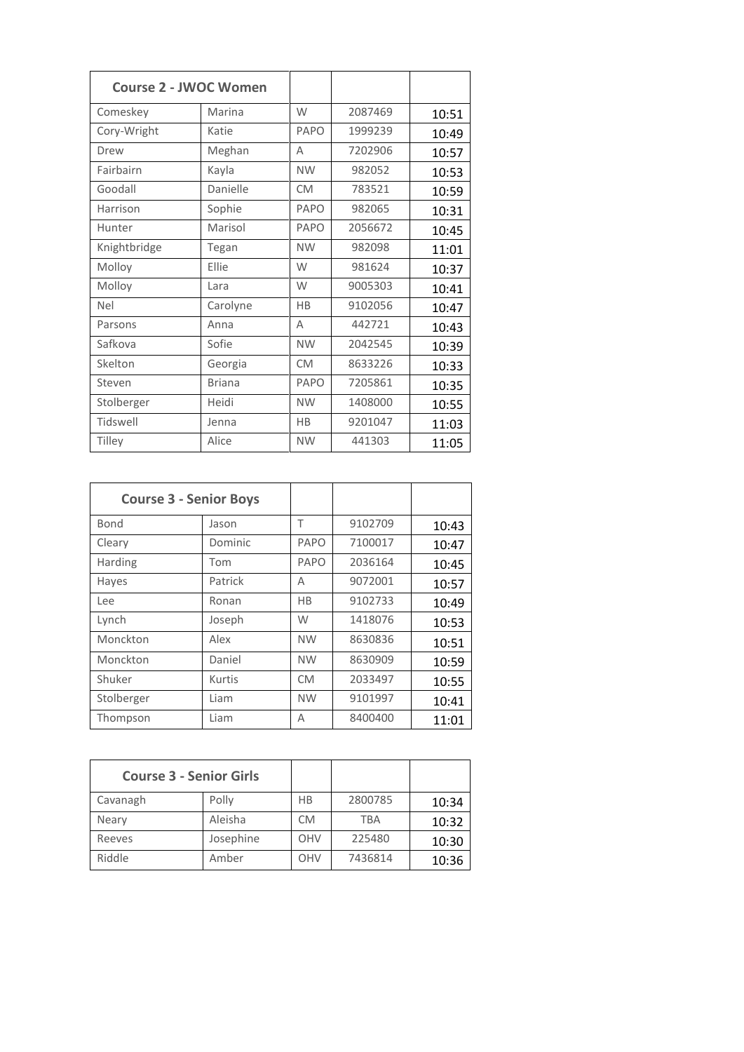| Course 2 - JWOC Women | | | | |
|---|---|---|---|---|
| Comeskey | Marina | W | 2087469 | 10:51 |
| Cory-Wright | Katie | PAPO | 1999239 | 10:49 |
| Drew | Meghan | A | 7202906 | 10:57 |
| Fairbairn | Kayla | NW | 982052 | 10:53 |
| Goodall | Danielle | CM | 783521 | 10:59 |
| Harrison | Sophie | PAPO | 982065 | 10:31 |
| Hunter | Marisol | PAPO | 2056672 | 10:45 |
| Knightbridge | Tegan | NW | 982098 | 11:01 |
| Molloy | Ellie | W | 981624 | 10:37 |
| Molloy | Lara | W | 9005303 | 10:41 |
| Nel | Carolyne | HB | 9102056 | 10:47 |
| Parsons | Anna | A | 442721 | 10:43 |
| Safkova | Sofie | NW | 2042545 | 10:39 |
| Skelton | Georgia | CM | 8633226 | 10:33 |
| Steven | Briana | PAPO | 7205861 | 10:35 |
| Stolberger | Heidi | NW | 1408000 | 10:55 |
| Tidswell | Jenna | HB | 9201047 | 11:03 |
| Tilley | Alice | NW | 441303 | 11:05 |

| Course 3 - Senior Boys | | | | |
|---|---|---|---|---|
| Bond | Jason | T | 9102709 | 10:43 |
| Cleary | Dominic | PAPO | 7100017 | 10:47 |
| Harding | Tom | PAPO | 2036164 | 10:45 |
| Hayes | Patrick | A | 9072001 | 10:57 |
| Lee | Ronan | HB | 9102733 | 10:49 |
| Lynch | Joseph | W | 1418076 | 10:53 |
| Monckton | Alex | NW | 8630836 | 10:51 |
| Monckton | Daniel | NW | 8630909 | 10:59 |
| Shuker | Kurtis | CM | 2033497 | 10:55 |
| Stolberger | Liam | NW | 9101997 | 10:41 |
| Thompson | Liam | A | 8400400 | 11:01 |

| Course 3 - Senior Girls | | | | |
|---|---|---|---|---|
| Cavanagh | Polly | HB | 2800785 | 10:34 |
| Neary | Aleisha | CM | TBA | 10:32 |
| Reeves | Josephine | OHV | 225480 | 10:30 |
| Riddle | Amber | OHV | 7436814 | 10:36 |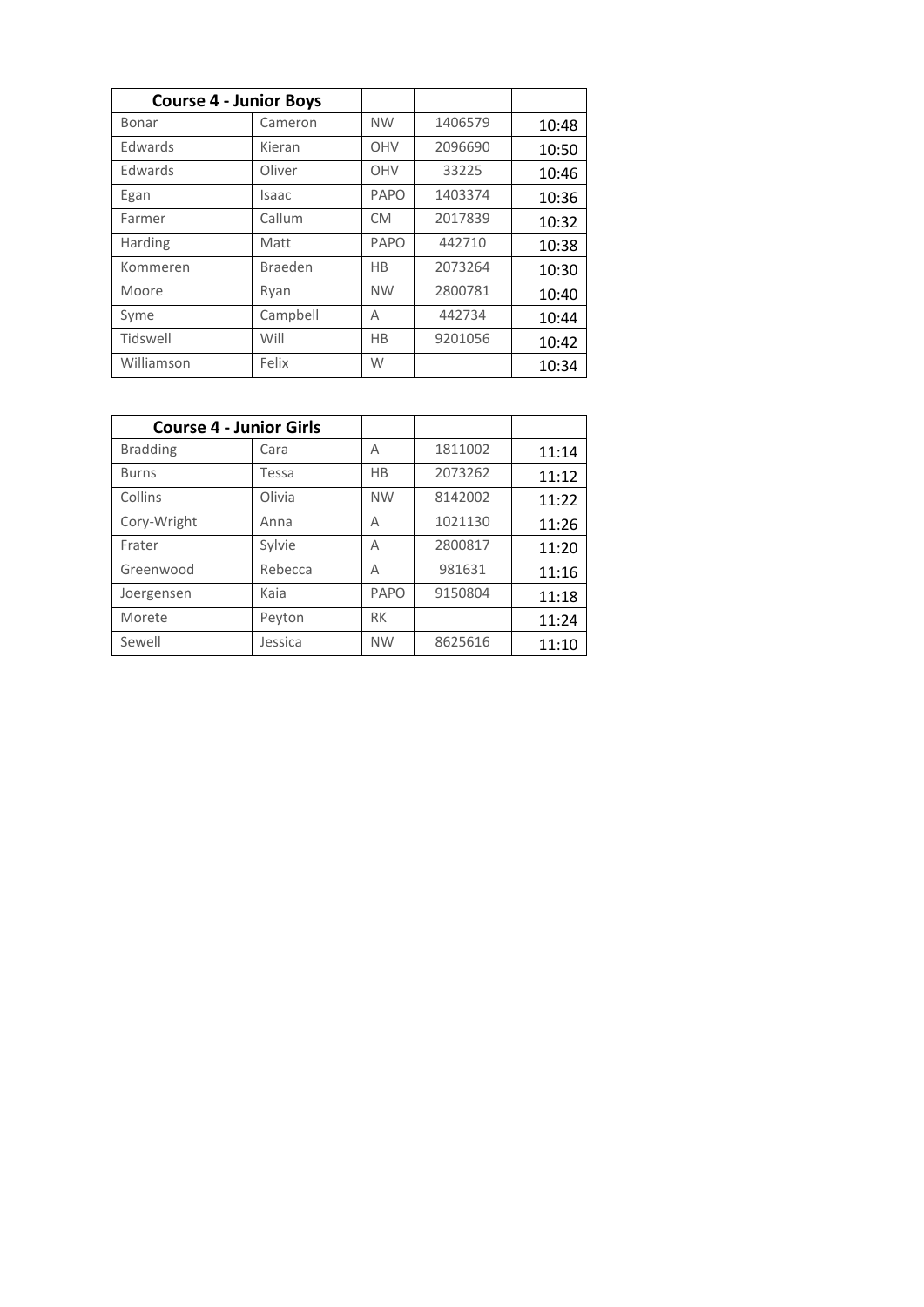| Course 4 - Junior Boys | | | | |
|---|---|---|---|---|
| Bonar | Cameron | NW | 1406579 | 10:48 |
| Edwards | Kieran | OHV | 2096690 | 10:50 |
| Edwards | Oliver | OHV | 33225 | 10:46 |
| Egan | Isaac | PAPO | 1403374 | 10:36 |
| Farmer | Callum | CM | 2017839 | 10:32 |
| Harding | Matt | PAPO | 442710 | 10:38 |
| Kommeren | Braeden | HB | 2073264 | 10:30 |
| Moore | Ryan | NW | 2800781 | 10:40 |
| Syme | Campbell | A | 442734 | 10:44 |
| Tidswell | Will | HB | 9201056 | 10:42 |
| Williamson | Felix | W | | 10:34 |

| Course 4 - Junior Girls | | | | |
|---|---|---|---|---|
| Bradding | Cara | A | 1811002 | 11:14 |
| Burns | Tessa | HB | 2073262 | 11:12 |
| Collins | Olivia | NW | 8142002 | 11:22 |
| Cory-Wright | Anna | A | 1021130 | 11:26 |
| Frater | Sylvie | A | 2800817 | 11:20 |
| Greenwood | Rebecca | A | 981631 | 11:16 |
| Joergensen | Kaia | PAPO | 9150804 | 11:18 |
| Morete | Peyton | RK | | 11:24 |
| Sewell | Jessica | NW | 8625616 | 11:10 |